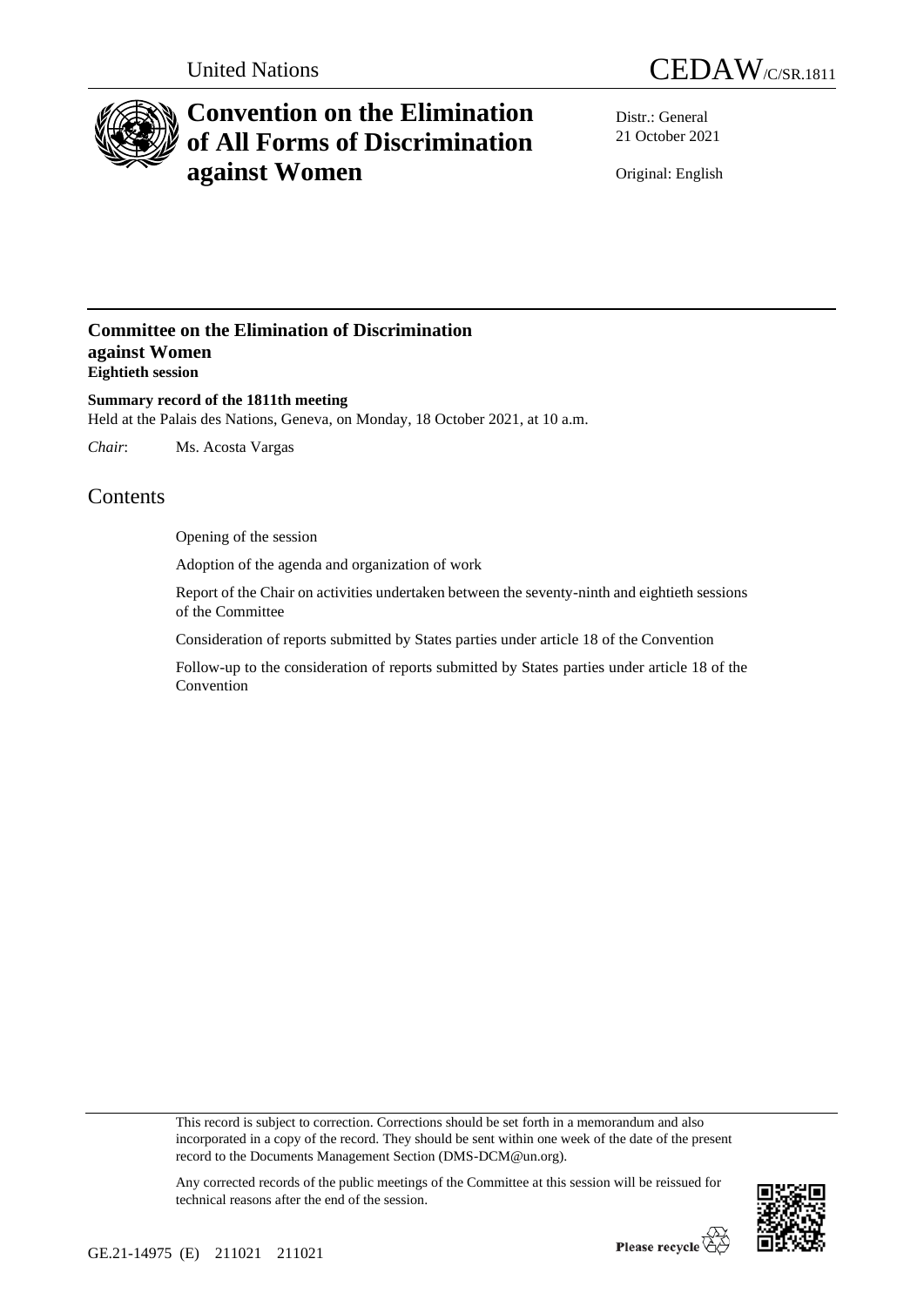United Nations

CEDAW/C/SR.1811

# Convention on the Elimination of All Forms of Discrimination against Women

Distr.: General
21 October 2021

Original: English

## Committee on the Elimination of Discrimination against Women
**Eightieth session**

**Summary record of the 1811th meeting**
Held at the Palais des Nations, Geneva, on Monday, 18 October 2021, at 10 a.m.

*Chair*: Ms. Acosta Vargas

# Contents

Opening of the session

Adoption of the agenda and organization of work

Report of the Chair on activities undertaken between the seventy-ninth and eightieth sessions of the Committee

Consideration of reports submitted by States parties under article 18 of the Convention

Follow-up to the consideration of reports submitted by States parties under article 18 of the Convention

This record is subject to correction. Corrections should be set forth in a memorandum and also incorporated in a copy of the record. They should be sent within one week of the date of the present record to the Documents Management Section (DMS-DCM@un.org).

Any corrected records of the public meetings of the Committee at this session will be reissued for technical reasons after the end of the session.

GE.21-14975 (E) 211021 211021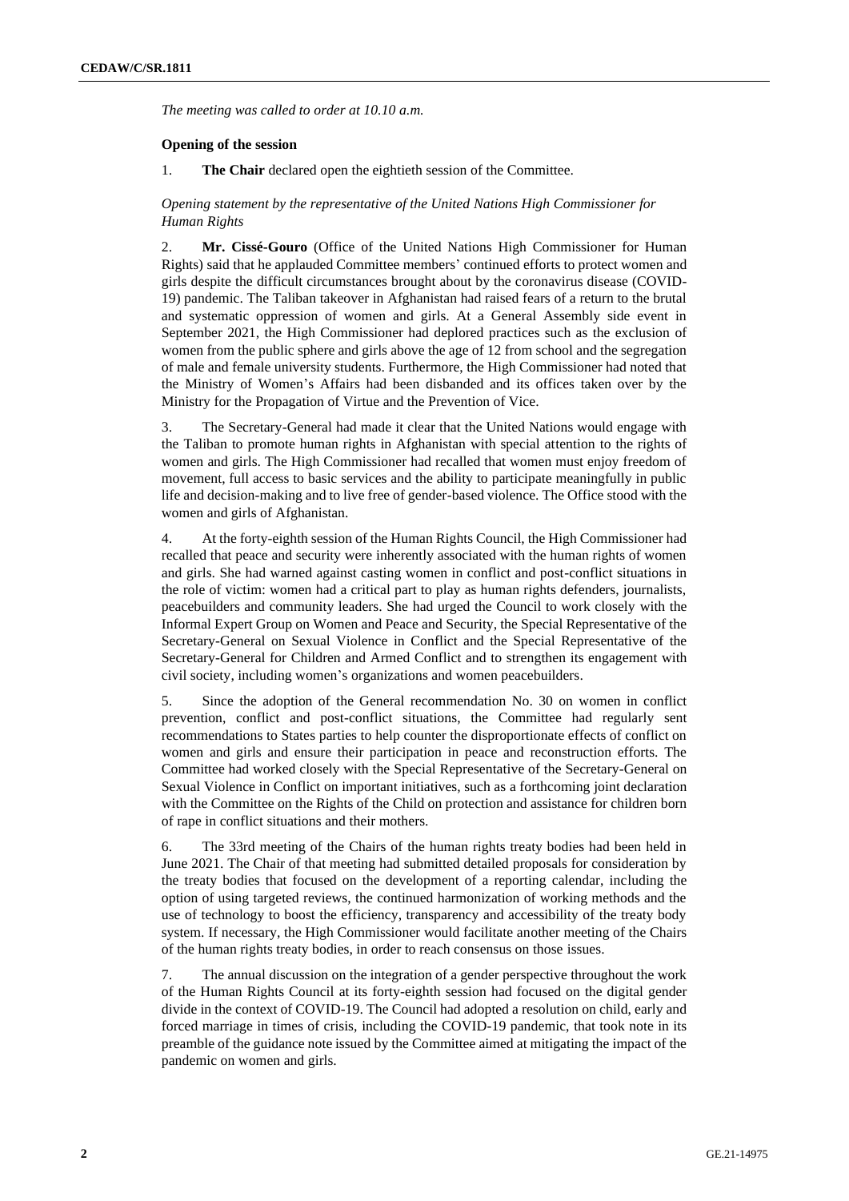*The meeting was called to order at 10.10 a.m.*

**Opening of the session**

1. **The Chair** declared open the eightieth session of the Committee.

*Opening statement by the representative of the United Nations High Commissioner for Human Rights*

2. **Mr. Cissé-Gouro** (Office of the United Nations High Commissioner for Human Rights) said that he applauded Committee members' continued efforts to protect women and girls despite the difficult circumstances brought about by the coronavirus disease (COVID-19) pandemic. The Taliban takeover in Afghanistan had raised fears of a return to the brutal and systematic oppression of women and girls. At a General Assembly side event in September 2021, the High Commissioner had deplored practices such as the exclusion of women from the public sphere and girls above the age of 12 from school and the segregation of male and female university students. Furthermore, the High Commissioner had noted that the Ministry of Women's Affairs had been disbanded and its offices taken over by the Ministry for the Propagation of Virtue and the Prevention of Vice.

3. The Secretary-General had made it clear that the United Nations would engage with the Taliban to promote human rights in Afghanistan with special attention to the rights of women and girls. The High Commissioner had recalled that women must enjoy freedom of movement, full access to basic services and the ability to participate meaningfully in public life and decision-making and to live free of gender-based violence. The Office stood with the women and girls of Afghanistan.

4. At the forty-eighth session of the Human Rights Council, the High Commissioner had recalled that peace and security were inherently associated with the human rights of women and girls. She had warned against casting women in conflict and post-conflict situations in the role of victim: women had a critical part to play as human rights defenders, journalists, peacebuilders and community leaders. She had urged the Council to work closely with the Informal Expert Group on Women and Peace and Security, the Special Representative of the Secretary-General on Sexual Violence in Conflict and the Special Representative of the Secretary-General for Children and Armed Conflict and to strengthen its engagement with civil society, including women's organizations and women peacebuilders.

5. Since the adoption of the General recommendation No. 30 on women in conflict prevention, conflict and post-conflict situations, the Committee had regularly sent recommendations to States parties to help counter the disproportionate effects of conflict on women and girls and ensure their participation in peace and reconstruction efforts. The Committee had worked closely with the Special Representative of the Secretary-General on Sexual Violence in Conflict on important initiatives, such as a forthcoming joint declaration with the Committee on the Rights of the Child on protection and assistance for children born of rape in conflict situations and their mothers.

6. The 33rd meeting of the Chairs of the human rights treaty bodies had been held in June 2021. The Chair of that meeting had submitted detailed proposals for consideration by the treaty bodies that focused on the development of a reporting calendar, including the option of using targeted reviews, the continued harmonization of working methods and the use of technology to boost the efficiency, transparency and accessibility of the treaty body system. If necessary, the High Commissioner would facilitate another meeting of the Chairs of the human rights treaty bodies, in order to reach consensus on those issues.

7. The annual discussion on the integration of a gender perspective throughout the work of the Human Rights Council at its forty-eighth session had focused on the digital gender divide in the context of COVID-19. The Council had adopted a resolution on child, early and forced marriage in times of crisis, including the COVID-19 pandemic, that took note in its preamble of the guidance note issued by the Committee aimed at mitigating the impact of the pandemic on women and girls.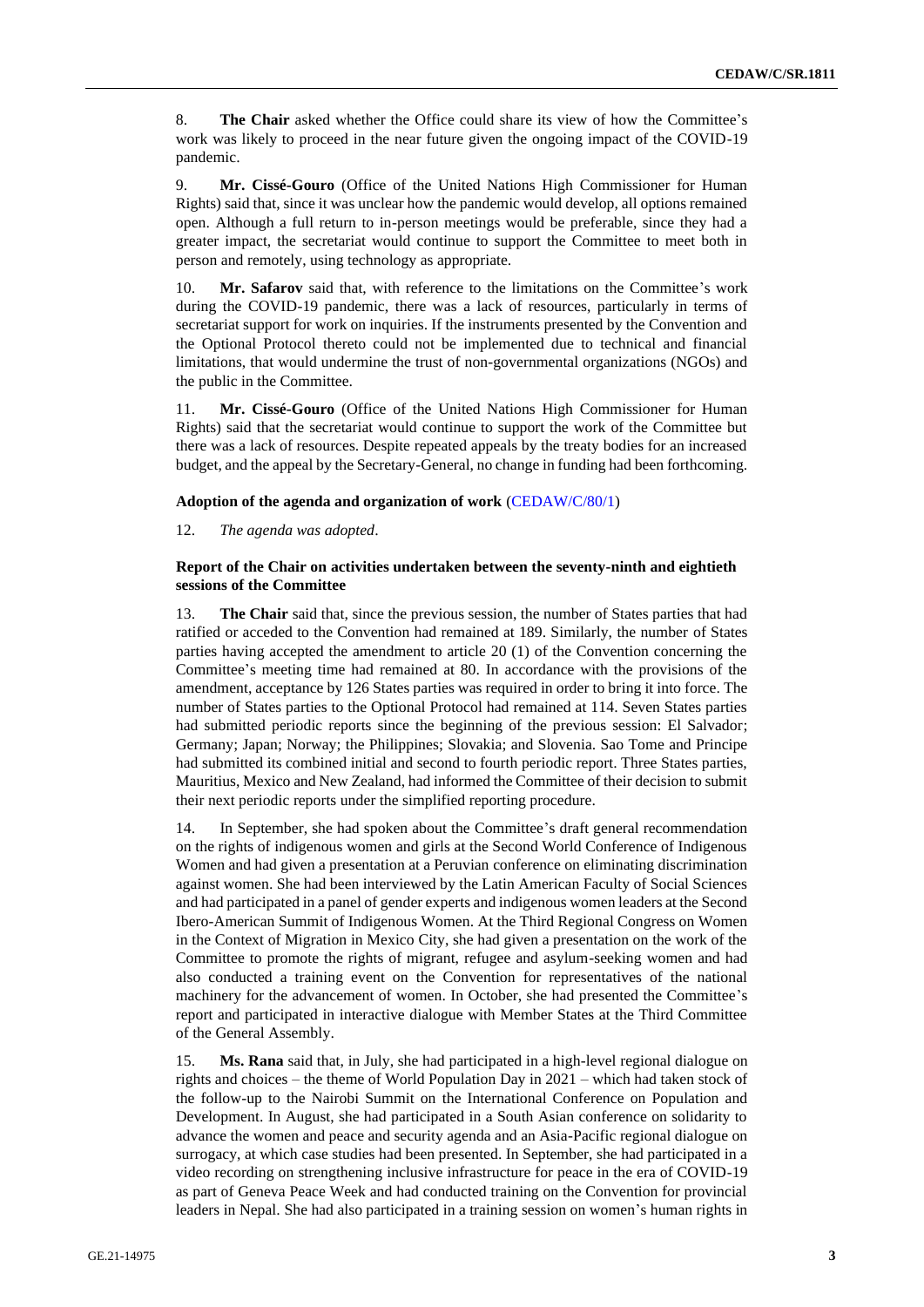8. **The Chair** asked whether the Office could share its view of how the Committee's work was likely to proceed in the near future given the ongoing impact of the COVID-19 pandemic.

9. **Mr. Cissé-Gouro** (Office of the United Nations High Commissioner for Human Rights) said that, since it was unclear how the pandemic would develop, all options remained open. Although a full return to in-person meetings would be preferable, since they had a greater impact, the secretariat would continue to support the Committee to meet both in person and remotely, using technology as appropriate.

10. **Mr. Safarov** said that, with reference to the limitations on the Committee's work during the COVID-19 pandemic, there was a lack of resources, particularly in terms of secretariat support for work on inquiries. If the instruments presented by the Convention and the Optional Protocol thereto could not be implemented due to technical and financial limitations, that would undermine the trust of non-governmental organizations (NGOs) and the public in the Committee.

11. **Mr. Cissé-Gouro** (Office of the United Nations High Commissioner for Human Rights) said that the secretariat would continue to support the work of the Committee but there was a lack of resources. Despite repeated appeals by the treaty bodies for an increased budget, and the appeal by the Secretary-General, no change in funding had been forthcoming.

**Adoption of the agenda and organization of work** (CEDAW/C/80/1)

12. *The agenda was adopted*.

**Report of the Chair on activities undertaken between the seventy-ninth and eightieth sessions of the Committee**

13. **The Chair** said that, since the previous session, the number of States parties that had ratified or acceded to the Convention had remained at 189. Similarly, the number of States parties having accepted the amendment to article 20 (1) of the Convention concerning the Committee's meeting time had remained at 80. In accordance with the provisions of the amendment, acceptance by 126 States parties was required in order to bring it into force. The number of States parties to the Optional Protocol had remained at 114. Seven States parties had submitted periodic reports since the beginning of the previous session: El Salvador; Germany; Japan; Norway; the Philippines; Slovakia; and Slovenia. Sao Tome and Principe had submitted its combined initial and second to fourth periodic report. Three States parties, Mauritius, Mexico and New Zealand, had informed the Committee of their decision to submit their next periodic reports under the simplified reporting procedure.

14. In September, she had spoken about the Committee's draft general recommendation on the rights of indigenous women and girls at the Second World Conference of Indigenous Women and had given a presentation at a Peruvian conference on eliminating discrimination against women. She had been interviewed by the Latin American Faculty of Social Sciences and had participated in a panel of gender experts and indigenous women leaders at the Second Ibero-American Summit of Indigenous Women. At the Third Regional Congress on Women in the Context of Migration in Mexico City, she had given a presentation on the work of the Committee to promote the rights of migrant, refugee and asylum-seeking women and had also conducted a training event on the Convention for representatives of the national machinery for the advancement of women. In October, she had presented the Committee's report and participated in interactive dialogue with Member States at the Third Committee of the General Assembly.

15. **Ms. Rana** said that, in July, she had participated in a high-level regional dialogue on rights and choices – the theme of World Population Day in 2021 – which had taken stock of the follow-up to the Nairobi Summit on the International Conference on Population and Development. In August, she had participated in a South Asian conference on solidarity to advance the women and peace and security agenda and an Asia-Pacific regional dialogue on surrogacy, at which case studies had been presented. In September, she had participated in a video recording on strengthening inclusive infrastructure for peace in the era of COVID-19 as part of Geneva Peace Week and had conducted training on the Convention for provincial leaders in Nepal. She had also participated in a training session on women's human rights in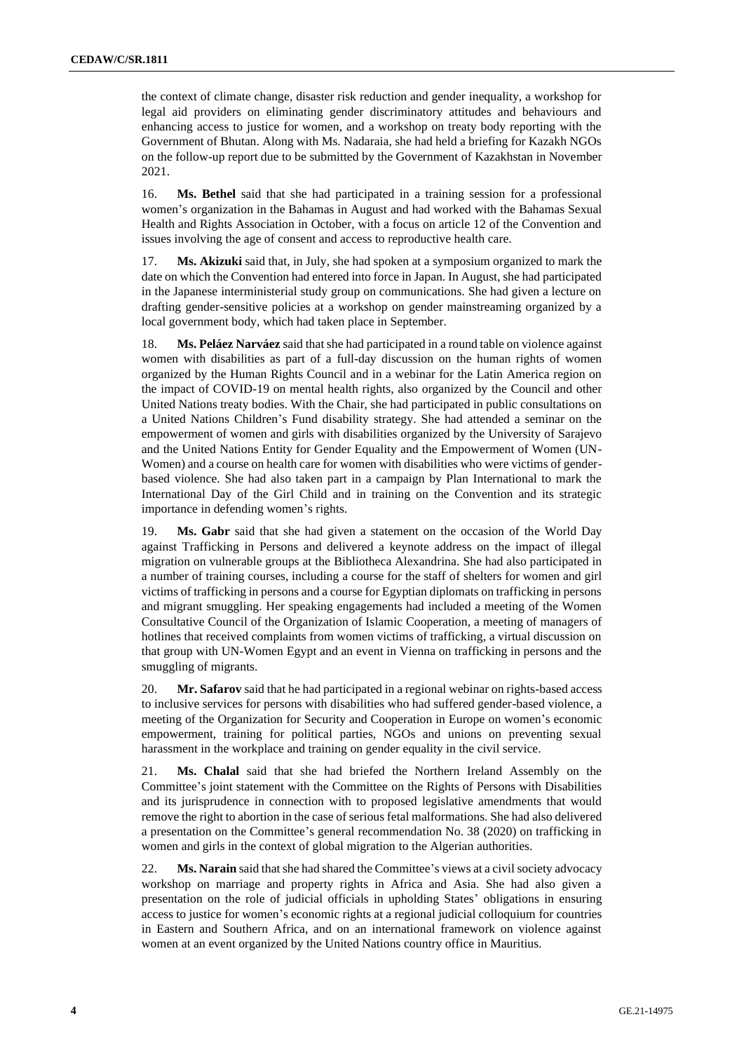the context of climate change, disaster risk reduction and gender inequality, a workshop for legal aid providers on eliminating gender discriminatory attitudes and behaviours and enhancing access to justice for women, and a workshop on treaty body reporting with the Government of Bhutan. Along with Ms. Nadaraia, she had held a briefing for Kazakh NGOs on the follow-up report due to be submitted by the Government of Kazakhstan in November 2021.

16. **Ms. Bethel** said that she had participated in a training session for a professional women's organization in the Bahamas in August and had worked with the Bahamas Sexual Health and Rights Association in October, with a focus on article 12 of the Convention and issues involving the age of consent and access to reproductive health care.

17. **Ms. Akizuki** said that, in July, she had spoken at a symposium organized to mark the date on which the Convention had entered into force in Japan. In August, she had participated in the Japanese interministerial study group on communications. She had given a lecture on drafting gender-sensitive policies at a workshop on gender mainstreaming organized by a local government body, which had taken place in September.

18. **Ms. Peláez Narváez** said that she had participated in a round table on violence against women with disabilities as part of a full-day discussion on the human rights of women organized by the Human Rights Council and in a webinar for the Latin America region on the impact of COVID-19 on mental health rights, also organized by the Council and other United Nations treaty bodies. With the Chair, she had participated in public consultations on a United Nations Children's Fund disability strategy. She had attended a seminar on the empowerment of women and girls with disabilities organized by the University of Sarajevo and the United Nations Entity for Gender Equality and the Empowerment of Women (UN-Women) and a course on health care for women with disabilities who were victims of gender-based violence. She had also taken part in a campaign by Plan International to mark the International Day of the Girl Child and in training on the Convention and its strategic importance in defending women's rights.

19. **Ms. Gabr** said that she had given a statement on the occasion of the World Day against Trafficking in Persons and delivered a keynote address on the impact of illegal migration on vulnerable groups at the Bibliotheca Alexandrina. She had also participated in a number of training courses, including a course for the staff of shelters for women and girl victims of trafficking in persons and a course for Egyptian diplomats on trafficking in persons and migrant smuggling. Her speaking engagements had included a meeting of the Women Consultative Council of the Organization of Islamic Cooperation, a meeting of managers of hotlines that received complaints from women victims of trafficking, a virtual discussion on that group with UN-Women Egypt and an event in Vienna on trafficking in persons and the smuggling of migrants.

20. **Mr. Safarov** said that he had participated in a regional webinar on rights-based access to inclusive services for persons with disabilities who had suffered gender-based violence, a meeting of the Organization for Security and Cooperation in Europe on women's economic empowerment, training for political parties, NGOs and unions on preventing sexual harassment in the workplace and training on gender equality in the civil service.

21. **Ms. Chalal** said that she had briefed the Northern Ireland Assembly on the Committee's joint statement with the Committee on the Rights of Persons with Disabilities and its jurisprudence in connection with to proposed legislative amendments that would remove the right to abortion in the case of serious fetal malformations. She had also delivered a presentation on the Committee's general recommendation No. 38 (2020) on trafficking in women and girls in the context of global migration to the Algerian authorities.

22. **Ms. Narain** said that she had shared the Committee's views at a civil society advocacy workshop on marriage and property rights in Africa and Asia. She had also given a presentation on the role of judicial officials in upholding States' obligations in ensuring access to justice for women's economic rights at a regional judicial colloquium for countries in Eastern and Southern Africa, and on an international framework on violence against women at an event organized by the United Nations country office in Mauritius.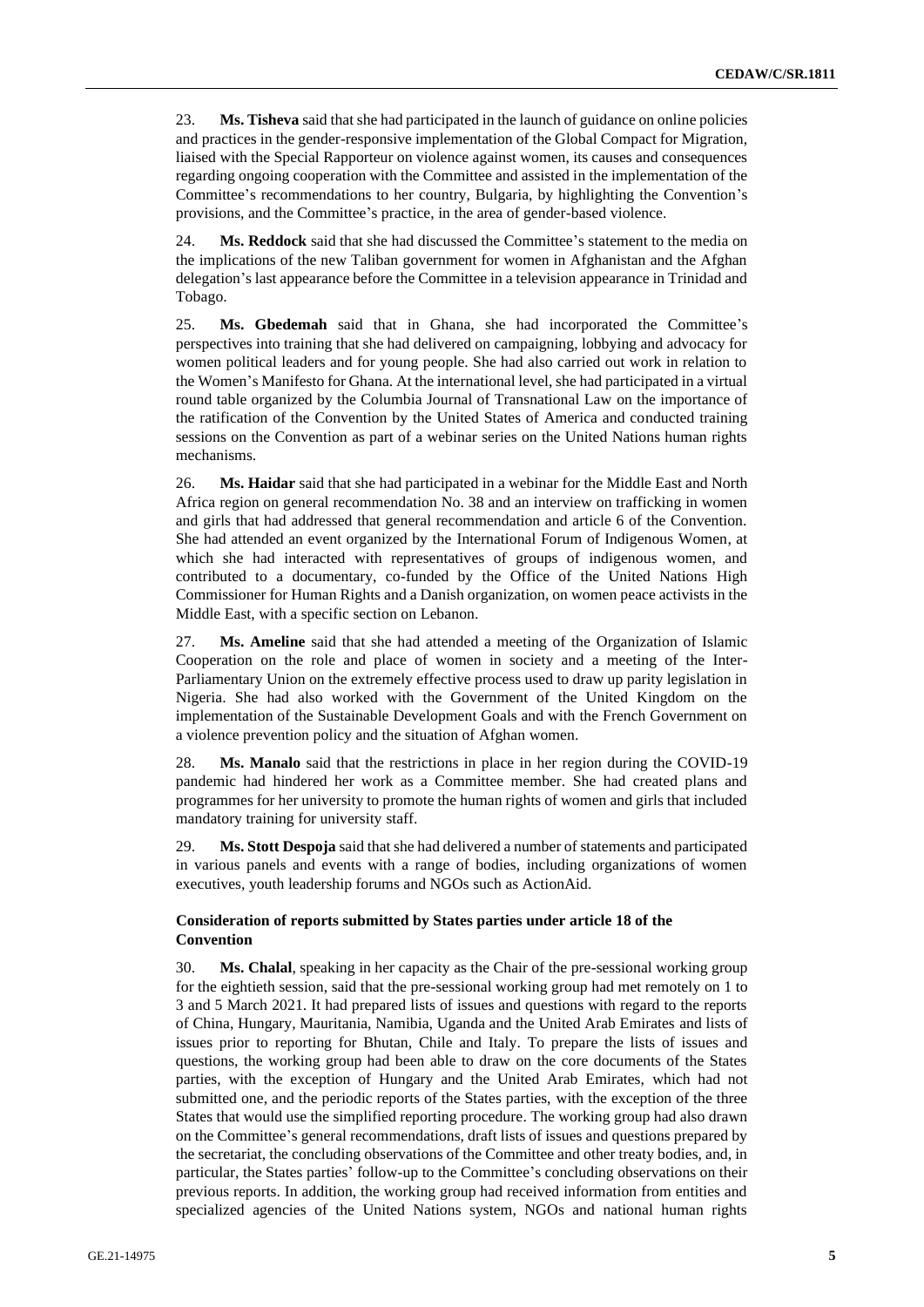23. **Ms. Tisheva** said that she had participated in the launch of guidance on online policies and practices in the gender-responsive implementation of the Global Compact for Migration, liaised with the Special Rapporteur on violence against women, its causes and consequences regarding ongoing cooperation with the Committee and assisted in the implementation of the Committee's recommendations to her country, Bulgaria, by highlighting the Convention's provisions, and the Committee's practice, in the area of gender-based violence.

24. **Ms. Reddock** said that she had discussed the Committee's statement to the media on the implications of the new Taliban government for women in Afghanistan and the Afghan delegation's last appearance before the Committee in a television appearance in Trinidad and Tobago.

25. **Ms. Gbedemah** said that in Ghana, she had incorporated the Committee's perspectives into training that she had delivered on campaigning, lobbying and advocacy for women political leaders and for young people. She had also carried out work in relation to the Women's Manifesto for Ghana. At the international level, she had participated in a virtual round table organized by the Columbia Journal of Transnational Law on the importance of the ratification of the Convention by the United States of America and conducted training sessions on the Convention as part of a webinar series on the United Nations human rights mechanisms.

26. **Ms. Haidar** said that she had participated in a webinar for the Middle East and North Africa region on general recommendation No. 38 and an interview on trafficking in women and girls that had addressed that general recommendation and article 6 of the Convention. She had attended an event organized by the International Forum of Indigenous Women, at which she had interacted with representatives of groups of indigenous women, and contributed to a documentary, co-funded by the Office of the United Nations High Commissioner for Human Rights and a Danish organization, on women peace activists in the Middle East, with a specific section on Lebanon.

27. **Ms. Ameline** said that she had attended a meeting of the Organization of Islamic Cooperation on the role and place of women in society and a meeting of the Inter-Parliamentary Union on the extremely effective process used to draw up parity legislation in Nigeria. She had also worked with the Government of the United Kingdom on the implementation of the Sustainable Development Goals and with the French Government on a violence prevention policy and the situation of Afghan women.

28. **Ms. Manalo** said that the restrictions in place in her region during the COVID-19 pandemic had hindered her work as a Committee member. She had created plans and programmes for her university to promote the human rights of women and girls that included mandatory training for university staff.

29. **Ms. Stott Despoja** said that she had delivered a number of statements and participated in various panels and events with a range of bodies, including organizations of women executives, youth leadership forums and NGOs such as ActionAid.

### Consideration of reports submitted by States parties under article 18 of the Convention

30. **Ms. Chalal**, speaking in her capacity as the Chair of the pre-sessional working group for the eightieth session, said that the pre-sessional working group had met remotely on 1 to 3 and 5 March 2021. It had prepared lists of issues and questions with regard to the reports of China, Hungary, Mauritania, Namibia, Uganda and the United Arab Emirates and lists of issues prior to reporting for Bhutan, Chile and Italy. To prepare the lists of issues and questions, the working group had been able to draw on the core documents of the States parties, with the exception of Hungary and the United Arab Emirates, which had not submitted one, and the periodic reports of the States parties, with the exception of the three States that would use the simplified reporting procedure. The working group had also drawn on the Committee's general recommendations, draft lists of issues and questions prepared by the secretariat, the concluding observations of the Committee and other treaty bodies, and, in particular, the States parties' follow-up to the Committee's concluding observations on their previous reports. In addition, the working group had received information from entities and specialized agencies of the United Nations system, NGOs and national human rights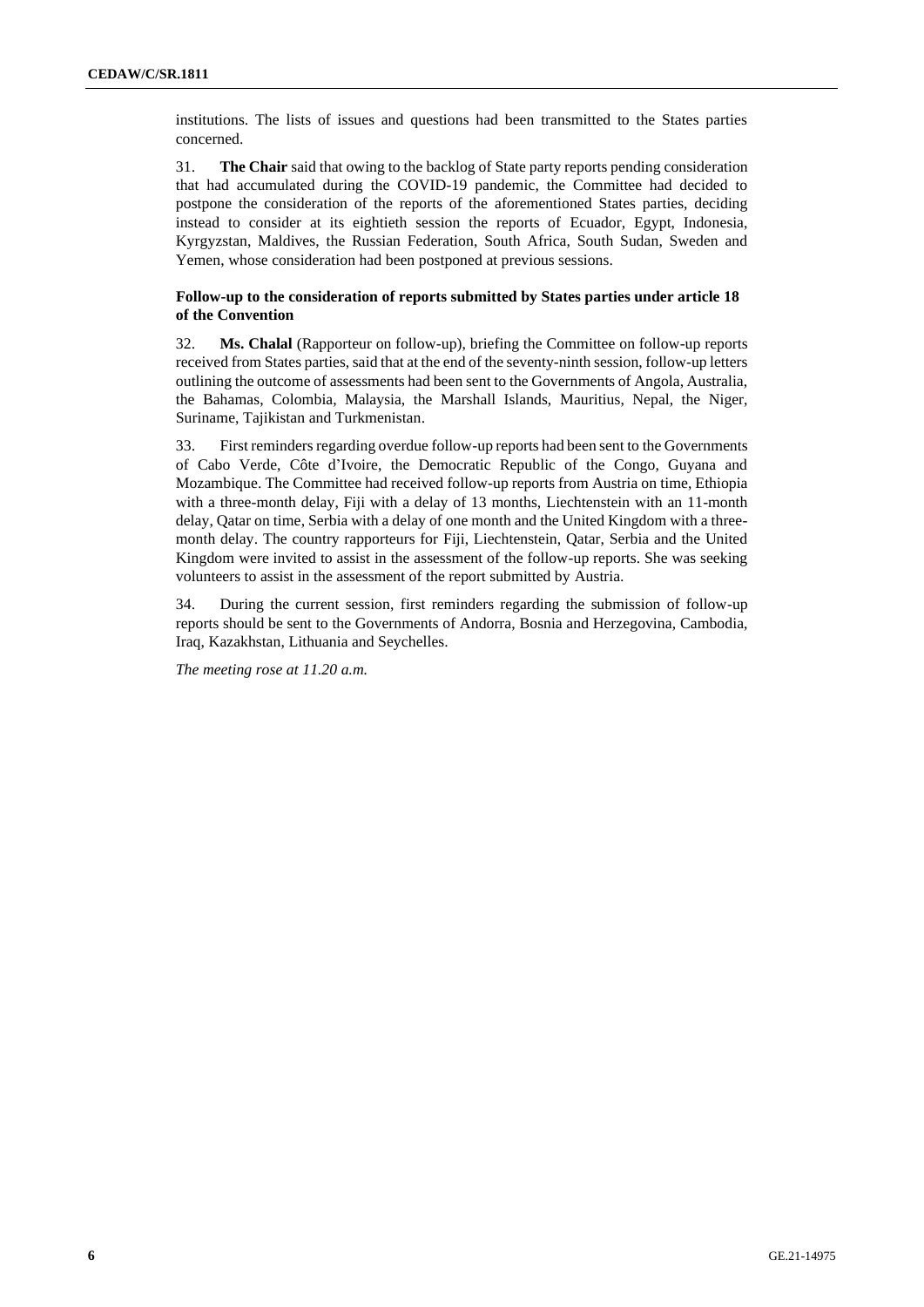institutions. The lists of issues and questions had been transmitted to the States parties concerned.

31. **The Chair** said that owing to the backlog of State party reports pending consideration that had accumulated during the COVID-19 pandemic, the Committee had decided to postpone the consideration of the reports of the aforementioned States parties, deciding instead to consider at its eightieth session the reports of Ecuador, Egypt, Indonesia, Kyrgyzstan, Maldives, the Russian Federation, South Africa, South Sudan, Sweden and Yemen, whose consideration had been postponed at previous sessions.

### Follow-up to the consideration of reports submitted by States parties under article 18 of the Convention

32. **Ms. Chalal** (Rapporteur on follow-up), briefing the Committee on follow-up reports received from States parties, said that at the end of the seventy-ninth session, follow-up letters outlining the outcome of assessments had been sent to the Governments of Angola, Australia, the Bahamas, Colombia, Malaysia, the Marshall Islands, Mauritius, Nepal, the Niger, Suriname, Tajikistan and Turkmenistan.

33. First reminders regarding overdue follow-up reports had been sent to the Governments of Cabo Verde, Côte d'Ivoire, the Democratic Republic of the Congo, Guyana and Mozambique. The Committee had received follow-up reports from Austria on time, Ethiopia with a three-month delay, Fiji with a delay of 13 months, Liechtenstein with an 11-month delay, Qatar on time, Serbia with a delay of one month and the United Kingdom with a three-month delay. The country rapporteurs for Fiji, Liechtenstein, Qatar, Serbia and the United Kingdom were invited to assist in the assessment of the follow-up reports. She was seeking volunteers to assist in the assessment of the report submitted by Austria.

34. During the current session, first reminders regarding the submission of follow-up reports should be sent to the Governments of Andorra, Bosnia and Herzegovina, Cambodia, Iraq, Kazakhstan, Lithuania and Seychelles.

*The meeting rose at 11.20 a.m.*